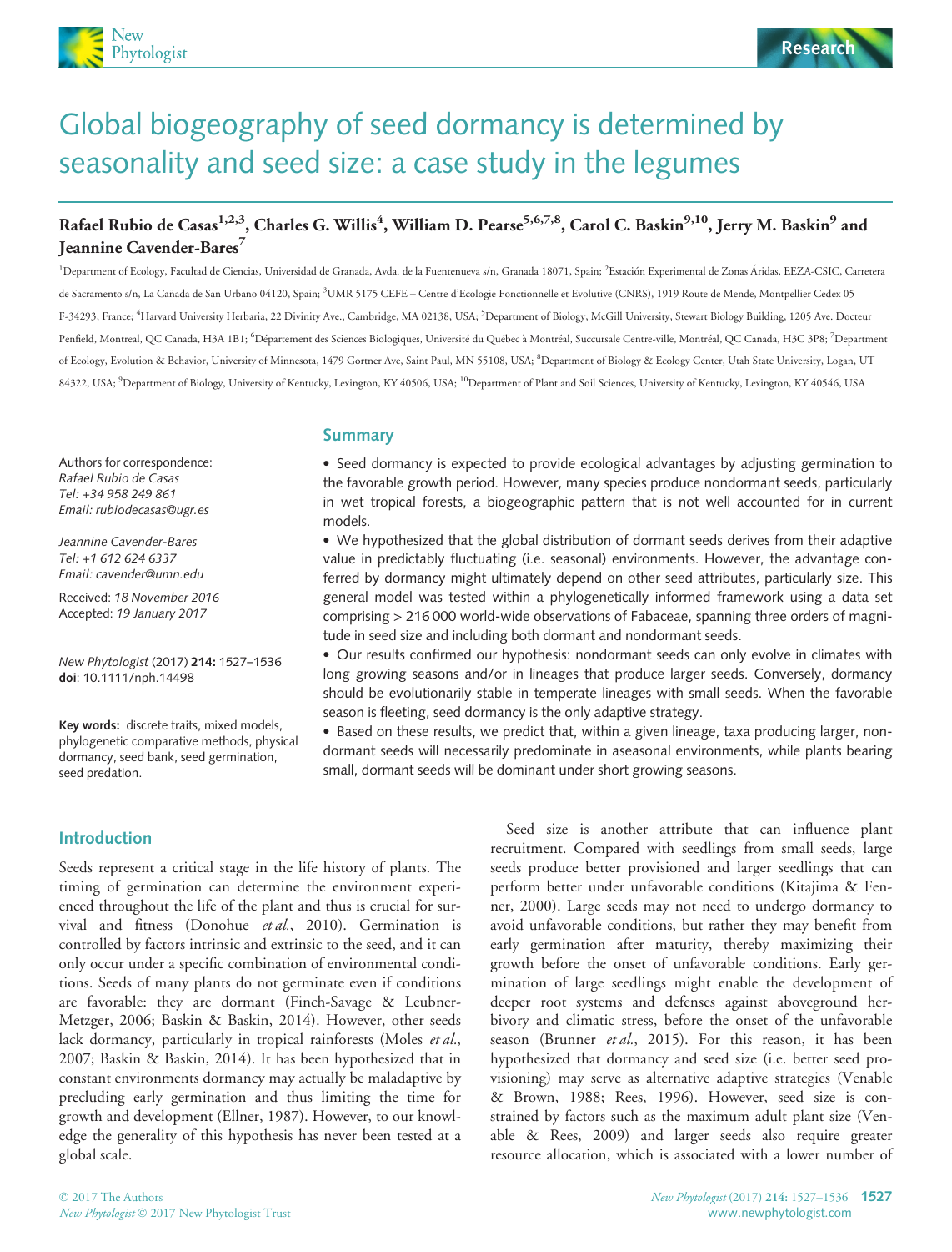# Global biogeography of seed dormancy is determined by seasonality and seed size: a case study in the legumes

**Rafael Rubio de Casas[1,2,3], Charles G. Willis[4], William D. Pearse[5,6,7,8], Carol C. Baskin[9,10], Jerry M. Baskin[9] and Jeannine Cavender-Bares[7]**

[1]Department of Ecology, Facultad de Ciencias, Universidad de Granada, Avda. de la Fuentenueva s/n, Granada 18071, Spain; [2]Estación Experimental de Zonas Áridas, EEZA-CSIC, Carretera de Sacramento s/n, La Cañada de San Urbano 04120, Spain; [3]UMR 5175 CEFE – Centre d'Ecologie Fonctionnelle et Evolutive (CNRS), 1919 Route de Mende, Montpellier Cedex 05 F-34293, France; [4]Harvard University Herbaria, 22 Divinity Ave., Cambridge, MA 02138, USA; [5]Department of Biology, McGill University, Stewart Biology Building, 1205 Ave. Docteur Penfield, Montreal, QC Canada, H3A 1B1; [6]Département des Sciences Biologiques, Université du Québec à Montréal, Succursale Centre-ville, Montréal, QC Canada, H3C 3P8; [7]Department of Ecology, Evolution & Behavior, University of Minnesota, 1479 Gortner Ave, Saint Paul, MN 55108, USA; [8]Department of Biology & Ecology Center, Utah State University, Logan, UT 84322, USA; [9]Department of Biology, University of Kentucky, Lexington, KY 40506, USA; [10]Department of Plant and Soil Sciences, University of Kentucky, Lexington, KY 40546, USA

Authors for correspondence:
*Rafael Rubio de Casas*
*Tel: +34 958 249 861*
*Email: rubiodecasas@ugr.es*

*Jeannine Cavender-Bares*
*Tel: +1 612 624 6337*
*Email: cavender@umn.edu*

Received: *18 November 2016*
Accepted: *19 January 2017*

*New Phytologist* (2017) **214:** 1527–1536
**doi**: 10.1111/nph.14498

**Key words:** discrete traits, mixed models, phylogenetic comparative methods, physical dormancy, seed bank, seed germination, seed predation.

## Summary

- Seed dormancy is expected to provide ecological advantages by adjusting germination to the favorable growth period. However, many species produce nondormant seeds, particularly in wet tropical forests, a biogeographic pattern that is not well accounted for in current models.
- We hypothesized that the global distribution of dormant seeds derives from their adaptive value in predictably fluctuating (i.e. seasonal) environments. However, the advantage conferred by dormancy might ultimately depend on other seed attributes, particularly size. This general model was tested within a phylogenetically informed framework using a data set comprising > 216 000 world-wide observations of Fabaceae, spanning three orders of magnitude in seed size and including both dormant and nondormant seeds.
- Our results confirmed our hypothesis: nondormant seeds can only evolve in climates with long growing seasons and/or in lineages that produce larger seeds. Conversely, dormancy should be evolutionarily stable in temperate lineages with small seeds. When the favorable season is fleeting, seed dormancy is the only adaptive strategy.
- Based on these results, we predict that, within a given lineage, taxa producing larger, nondormant seeds will necessarily predominate in aseasonal environments, while plants bearing small, dormant seeds will be dominant under short growing seasons.

## Introduction

Seeds represent a critical stage in the life history of plants. The timing of germination can determine the environment experienced throughout the life of the plant and thus is crucial for survival and fitness (Donohue *et al.*, 2010). Germination is controlled by factors intrinsic and extrinsic to the seed, and it can only occur under a specific combination of environmental conditions. Seeds of many plants do not germinate even if conditions are favorable: they are dormant (Finch-Savage & Leubner-Metzger, 2006; Baskin & Baskin, 2014). However, other seeds lack dormancy, particularly in tropical rainforests (Moles *et al.*, 2007; Baskin & Baskin, 2014). It has been hypothesized that in constant environments dormancy may actually be maladaptive by precluding early germination and thus limiting the time for growth and development (Ellner, 1987). However, to our knowledge the generality of this hypothesis has never been tested at a global scale.

Seed size is another attribute that can influence plant recruitment. Compared with seedlings from small seeds, large seeds produce better provisioned and larger seedlings that can perform better under unfavorable conditions (Kitajima & Fenner, 2000). Large seeds may not need to undergo dormancy to avoid unfavorable conditions, but rather they may benefit from early germination after maturity, thereby maximizing their growth before the onset of unfavorable conditions. Early germination of large seedlings might enable the development of deeper root systems and defenses against aboveground herbivory and climatic stress, before the onset of the unfavorable season (Brunner *et al.*, 2015). For this reason, it has been hypothesized that dormancy and seed size (i.e. better seed provisioning) may serve as alternative adaptive strategies (Venable & Brown, 1988; Rees, 1996). However, seed size is constrained by factors such as the maximum adult plant size (Venable & Rees, 2009) and larger seeds also require greater resource allocation, which is associated with a lower number of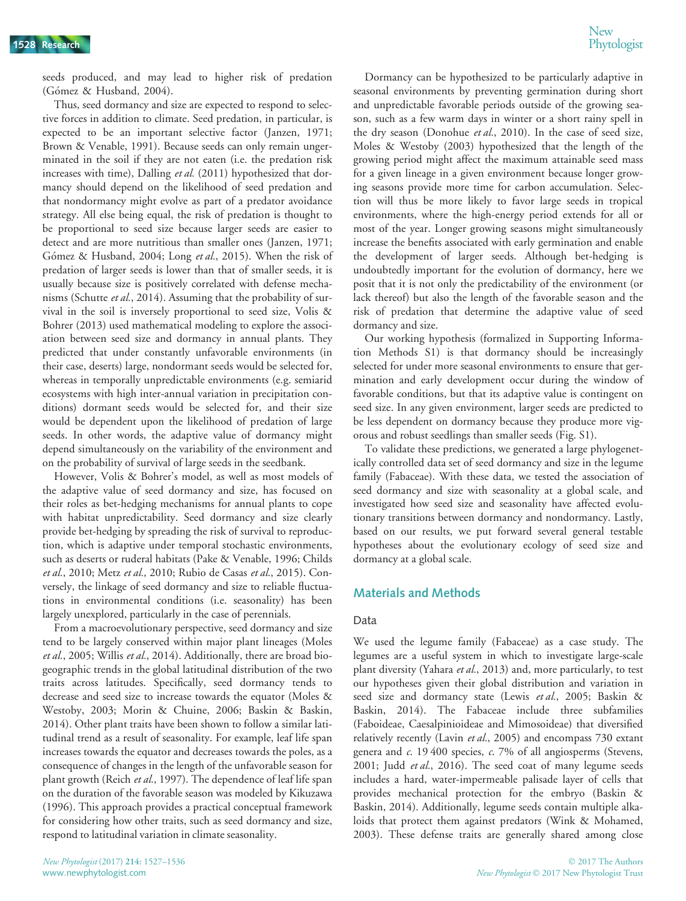seeds produced, and may lead to higher risk of predation (Gómez & Husband, 2004).

Thus, seed dormancy and size are expected to respond to selective forces in addition to climate. Seed predation, in particular, is expected to be an important selective factor (Janzen, 1971; Brown & Venable, 1991). Because seeds can only remain ungerminated in the soil if they are not eaten (i.e. the predation risk increases with time), Dalling *et al.* (2011) hypothesized that dormancy should depend on the likelihood of seed predation and that nondormancy might evolve as part of a predator avoidance strategy. All else being equal, the risk of predation is thought to be proportional to seed size because larger seeds are easier to detect and are more nutritious than smaller ones (Janzen, 1971; Gómez & Husband, 2004; Long *et al.*, 2015). When the risk of predation of larger seeds is lower than that of smaller seeds, it is usually because size is positively correlated with defense mechanisms (Schutte *et al.*, 2014). Assuming that the probability of survival in the soil is inversely proportional to seed size, Volis & Bohrer (2013) used mathematical modeling to explore the association between seed size and dormancy in annual plants. They predicted that under constantly unfavorable environments (in their case, deserts) large, nondormant seeds would be selected for, whereas in temporally unpredictable environments (e.g. semiarid ecosystems with high inter-annual variation in precipitation conditions) dormant seeds would be selected for, and their size would be dependent upon the likelihood of predation of large seeds. In other words, the adaptive value of dormancy might depend simultaneously on the variability of the environment and on the probability of survival of large seeds in the seedbank.

However, Volis & Bohrer's model, as well as most models of the adaptive value of seed dormancy and size, has focused on their roles as bet-hedging mechanisms for annual plants to cope with habitat unpredictability. Seed dormancy and size clearly provide bet-hedging by spreading the risk of survival to reproduction, which is adaptive under temporal stochastic environments, such as deserts or ruderal habitats (Pake & Venable, 1996; Childs *et al.*, 2010; Metz *et al.*, 2010; Rubio de Casas *et al.*, 2015). Conversely, the linkage of seed dormancy and size to reliable fluctuations in environmental conditions (i.e. seasonality) has been largely unexplored, particularly in the case of perennials.

From a macroevolutionary perspective, seed dormancy and size tend to be largely conserved within major plant lineages (Moles *et al.*, 2005; Willis *et al.*, 2014). Additionally, there are broad biogeographic trends in the global latitudinal distribution of the two traits across latitudes. Specifically, seed dormancy tends to decrease and seed size to increase towards the equator (Moles & Westoby, 2003; Morin & Chuine, 2006; Baskin & Baskin, 2014). Other plant traits have been shown to follow a similar latitudinal trend as a result of seasonality. For example, leaf life span increases towards the equator and decreases towards the poles, as a consequence of changes in the length of the unfavorable season for plant growth (Reich *et al.*, 1997). The dependence of leaf life span on the duration of the favorable season was modeled by Kikuzawa (1996). This approach provides a practical conceptual framework for considering how other traits, such as seed dormancy and size, respond to latitudinal variation in climate seasonality.

Dormancy can be hypothesized to be particularly adaptive in seasonal environments by preventing germination during short and unpredictable favorable periods outside of the growing season, such as a few warm days in winter or a short rainy spell in the dry season (Donohue *et al.*, 2010). In the case of seed size, Moles & Westoby (2003) hypothesized that the length of the growing period might affect the maximum attainable seed mass for a given lineage in a given environment because longer growing seasons provide more time for carbon accumulation. Selection will thus be more likely to favor large seeds in tropical environments, where the high-energy period extends for all or most of the year. Longer growing seasons might simultaneously increase the benefits associated with early germination and enable the development of larger seeds. Although bet-hedging is undoubtedly important for the evolution of dormancy, here we posit that it is not only the predictability of the environment (or lack thereof) but also the length of the favorable season and the risk of predation that determine the adaptive value of seed dormancy and size.

Our working hypothesis (formalized in Supporting Information Methods S1) is that dormancy should be increasingly selected for under more seasonal environments to ensure that germination and early development occur during the window of favorable conditions, but that its adaptive value is contingent on seed size. In any given environment, larger seeds are predicted to be less dependent on dormancy because they produce more vigorous and robust seedlings than smaller seeds (Fig. S1).

To validate these predictions, we generated a large phylogenetically controlled data set of seed dormancy and size in the legume family (Fabaceae). With these data, we tested the association of seed dormancy and size with seasonality at a global scale, and investigated how seed size and seasonality have affected evolutionary transitions between dormancy and nondormancy. Lastly, based on our results, we put forward several general testable hypotheses about the evolutionary ecology of seed size and dormancy at a global scale.

## Materials and Methods

### Data

We used the legume family (Fabaceae) as a case study. The legumes are a useful system in which to investigate large-scale plant diversity (Yahara *et al.*, 2013) and, more particularly, to test our hypotheses given their global distribution and variation in seed size and dormancy state (Lewis *et al.*, 2005; Baskin & Baskin, 2014). The Fabaceae include three subfamilies (Faboideae, Caesalpinioideae and Mimosoideae) that diversified relatively recently (Lavin *et al.*, 2005) and encompass 730 extant genera and *c.* 19 400 species, *c.* 7% of all angiosperms (Stevens, 2001; Judd *et al.*, 2016). The seed coat of many legume seeds includes a hard, water-impermeable palisade layer of cells that provides mechanical protection for the embryo (Baskin & Baskin, 2014). Additionally, legume seeds contain multiple alkaloids that protect them against predators (Wink & Mohamed, 2003). These defense traits are generally shared among close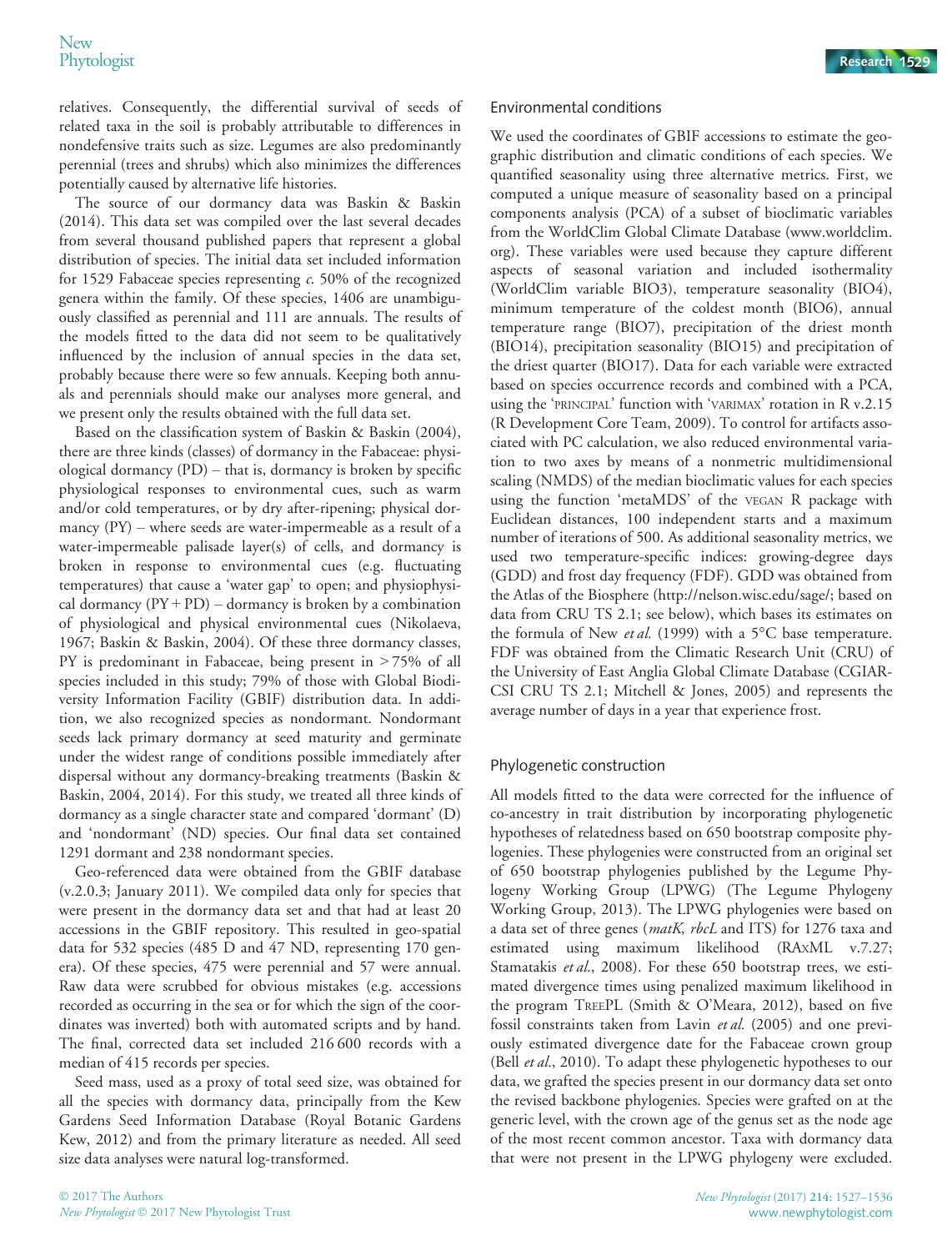relatives. Consequently, the differential survival of seeds of related taxa in the soil is probably attributable to differences in nondefensive traits such as size. Legumes are also predominantly perennial (trees and shrubs) which also minimizes the differences potentially caused by alternative life histories.

The source of our dormancy data was Baskin & Baskin (2014). This data set was compiled over the last several decades from several thousand published papers that represent a global distribution of species. The initial data set included information for 1529 Fabaceae species representing *c.* 50% of the recognized genera within the family. Of these species, 1406 are unambiguously classified as perennial and 111 are annuals. The results of the models fitted to the data did not seem to be qualitatively influenced by the inclusion of annual species in the data set, probably because there were so few annuals. Keeping both annuals and perennials should make our analyses more general, and we present only the results obtained with the full data set.

Based on the classification system of Baskin & Baskin (2004), there are three kinds (classes) of dormancy in the Fabaceae: physiological dormancy (PD) – that is, dormancy is broken by specific physiological responses to environmental cues, such as warm and/or cold temperatures, or by dry after-ripening; physical dormancy (PY) – where seeds are water-impermeable as a result of a water-impermeable palisade layer(s) of cells, and dormancy is broken in response to environmental cues (e.g. fluctuating temperatures) that cause a 'water gap' to open; and physiophysical dormancy (PY + PD) – dormancy is broken by a combination of physiological and physical environmental cues (Nikolaeva, 1967; Baskin & Baskin, 2004). Of these three dormancy classes, PY is predominant in Fabaceae, being present in > 75% of all species included in this study; 79% of those with Global Biodiversity Information Facility (GBIF) distribution data. In addition, we also recognized species as nondormant. Nondormant seeds lack primary dormancy at seed maturity and germinate under the widest range of conditions possible immediately after dispersal without any dormancy-breaking treatments (Baskin & Baskin, 2004, 2014). For this study, we treated all three kinds of dormancy as a single character state and compared 'dormant' (D) and 'nondormant' (ND) species. Our final data set contained 1291 dormant and 238 nondormant species.

Geo-referenced data were obtained from the GBIF database (v.2.0.3; January 2011). We compiled data only for species that were present in the dormancy data set and that had at least 20 accessions in the GBIF repository. This resulted in geo-spatial data for 532 species (485 D and 47 ND, representing 170 genera). Of these species, 475 were perennial and 57 were annual. Raw data were scrubbed for obvious mistakes (e.g. accessions recorded as occurring in the sea or for which the sign of the coordinates was inverted) both with automated scripts and by hand. The final, corrected data set included 216 600 records with a median of 415 records per species.

Seed mass, used as a proxy of total seed size, was obtained for all the species with dormancy data, principally from the Kew Gardens Seed Information Database (Royal Botanic Gardens Kew, 2012) and from the primary literature as needed. All seed size data analyses were natural log-transformed.

## Environmental conditions

We used the coordinates of GBIF accessions to estimate the geographic distribution and climatic conditions of each species. We quantified seasonality using three alternative metrics. First, we computed a unique measure of seasonality based on a principal components analysis (PCA) of a subset of bioclimatic variables from the WorldClim Global Climate Database (www.worldclim.org). These variables were used because they capture different aspects of seasonal variation and included isothermality (WorldClim variable BIO3), temperature seasonality (BIO4), minimum temperature of the coldest month (BIO6), annual temperature range (BIO7), precipitation of the driest month (BIO14), precipitation seasonality (BIO15) and precipitation of the driest quarter (BIO17). Data for each variable were extracted based on species occurrence records and combined with a PCA, using the 'PRINCIPAL' function with 'VARIMAX' rotation in R v.2.15 (R Development Core Team, 2009). To control for artifacts associated with PC calculation, we also reduced environmental variation to two axes by means of a nonmetric multidimensional scaling (NMDS) of the median bioclimatic values for each species using the function 'metaMDS' of the VEGAN R package with Euclidean distances, 100 independent starts and a maximum number of iterations of 500. As additional seasonality metrics, we used two temperature-specific indices: growing-degree days (GDD) and frost day frequency (FDF). GDD was obtained from the Atlas of the Biosphere (http://nelson.wisc.edu/sage/; based on data from CRU TS 2.1; see below), which bases its estimates on the formula of New *et al.* (1999) with a 5°C base temperature. FDF was obtained from the Climatic Research Unit (CRU) of the University of East Anglia Global Climate Database (CGIAR-CSI CRU TS 2.1; Mitchell & Jones, 2005) and represents the average number of days in a year that experience frost.

## Phylogenetic construction

All models fitted to the data were corrected for the influence of co-ancestry in trait distribution by incorporating phylogenetic hypotheses of relatedness based on 650 bootstrap composite phylogenies. These phylogenies were constructed from an original set of 650 bootstrap phylogenies published by the Legume Phylogeny Working Group (LPWG) (The Legume Phylogeny Working Group, 2013). The LPWG phylogenies were based on a data set of three genes (*matK*, *rbcL* and ITS) for 1276 taxa and estimated using maximum likelihood (RAxML v.7.27; Stamatakis *et al.*, 2008). For these 650 bootstrap trees, we estimated divergence times using penalized maximum likelihood in the program TREEPL (Smith & O'Meara, 2012), based on five fossil constraints taken from Lavin *et al.* (2005) and one previously estimated divergence date for the Fabaceae crown group (Bell *et al.*, 2010). To adapt these phylogenetic hypotheses to our data, we grafted the species present in our dormancy data set onto the revised backbone phylogenies. Species were grafted on at the generic level, with the crown age of the genus set as the node age of the most recent common ancestor. Taxa with dormancy data that were not present in the LPWG phylogeny were excluded.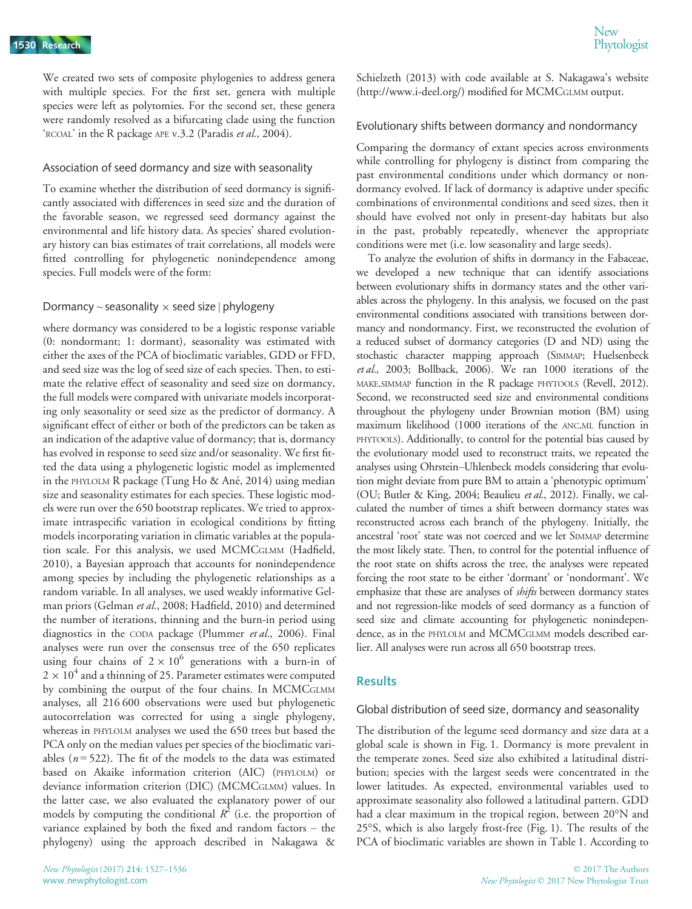We created two sets of composite phylogenies to address genera with multiple species. For the first set, genera with multiple species were left as polytomies. For the second set, these genera were randomly resolved as a bifurcating clade using the function 'RCOAL' in the R package APE v.3.2 (Paradis *et al.*, 2004).

### Association of seed dormancy and size with seasonality

To examine whether the distribution of seed dormancy is significantly associated with differences in seed size and the duration of the favorable season, we regressed seed dormancy against the environmental and life history data. As species' shared evolutionary history can bias estimates of trait correlations, all models were fitted controlling for phylogenetic nonindependence among species. Full models were of the form:

$$\text{Dormancy} \sim \text{seasonality} \times \text{seed size} \mid \text{phylogeny}$$

where dormancy was considered to be a logistic response variable (0: nondormant; 1: dormant), seasonality was estimated with either the axes of the PCA of bioclimatic variables, GDD or FFD, and seed size was the log of seed size of each species. Then, to estimate the relative effect of seasonality and seed size on dormancy, the full models were compared with univariate models incorporating only seasonality or seed size as the predictor of dormancy. A significant effect of either or both of the predictors can be taken as an indication of the adaptive value of dormancy; that is, dormancy has evolved in response to seed size and/or seasonality. We first fitted the data using a phylogenetic logistic model as implemented in the PHYLOLM R package (Tung Ho & Ané, 2014) using median size and seasonality estimates for each species. These logistic models were run over the 650 bootstrap replicates. We tried to approximate intraspecific variation in ecological conditions by fitting models incorporating variation in climatic variables at the population scale. For this analysis, we used MCMCGLMM (Hadfield, 2010), a Bayesian approach that accounts for nonindependence among species by including the phylogenetic relationships as a random variable. In all analyses, we used weakly informative Gelman priors (Gelman *et al.*, 2008; Hadfield, 2010) and determined the number of iterations, thinning and the burn-in period using diagnostics in the CODA package (Plummer *et al.*, 2006). Final analyses were run over the consensus tree of the 650 replicates using four chains of $2 \times 10^6$ generations with a burn-in of $2 \times 10^4$ and a thinning of 25. Parameter estimates were computed by combining the output of the four chains. In MCMCGLMM analyses, all 216 600 observations were used but phylogenetic autocorrelation was corrected for using a single phylogeny, whereas in PHYLOLM analyses we used the 650 trees but based the PCA only on the median values per species of the bioclimatic variables ($n = 522$). The fit of the models to the data was estimated based on Akaike information criterion (AIC) (PHYLOLM) or deviance information criterion (DIC) (MCMCGLMM) values. In the latter case, we also evaluated the explanatory power of our models by computing the conditional $R^2$ (i.e. the proportion of variance explained by both the fixed and random factors – the phylogeny) using the approach described in Nakagawa & Schielzeth (2013) with code available at S. Nakagawa's website (http://www.i-deel.org/) modified for MCMCGLMM output.

### Evolutionary shifts between dormancy and nondormancy

Comparing the dormancy of extant species across environments while controlling for phylogeny is distinct from comparing the past environmental conditions under which dormancy or nondormancy evolved. If lack of dormancy is adaptive under specific combinations of environmental conditions and seed sizes, then it should have evolved not only in present-day habitats but also in the past, probably repeatedly, whenever the appropriate conditions were met (i.e. low seasonality and large seeds).

To analyze the evolution of shifts in dormancy in the Fabaceae, we developed a new technique that can identify associations between evolutionary shifts in dormancy states and the other variables across the phylogeny. In this analysis, we focused on the past environmental conditions associated with transitions between dormancy and nondormancy. First, we reconstructed the evolution of a reduced subset of dormancy categories (D and ND) using the stochastic character mapping approach (SIMMAP; Huelsenbeck *et al.*, 2003; Bollback, 2006). We ran 1000 iterations of the MAKE.SIMMAP function in the R package PHYTOOLS (Revell, 2012). Second, we reconstructed seed size and environmental conditions throughout the phylogeny under Brownian motion (BM) using maximum likelihood (1000 iterations of the ANC.ML function in PHYTOOLS). Additionally, to control for the potential bias caused by the evolutionary model used to reconstruct traits, we repeated the analyses using Ohrstein–Uhlenbeck models considering that evolution might deviate from pure BM to attain a 'phenotypic optimum' (OU; Butler & King, 2004; Beaulieu *et al.*, 2012). Finally, we calculated the number of times a shift between dormancy states was reconstructed across each branch of the phylogeny. Initially, the ancestral 'root' state was not coerced and we let SIMMAP determine the most likely state. Then, to control for the potential influence of the root state on shifts across the tree, the analyses were repeated forcing the root state to be either 'dormant' or 'nondormant'. We emphasize that these are analyses of *shifts* between dormancy states and not regression-like models of seed dormancy as a function of seed size and climate accounting for phylogenetic nonindependence, as in the PHYLOLM and MCMCGLMM models described earlier. All analyses were run across all 650 bootstrap trees.

## Results

### Global distribution of seed size, dormancy and seasonality

The distribution of the legume seed dormancy and size data at a global scale is shown in Fig. 1. Dormancy is more prevalent in the temperate zones. Seed size also exhibited a latitudinal distribution; species with the largest seeds were concentrated in the lower latitudes. As expected, environmental variables used to approximate seasonality also followed a latitudinal pattern. GDD had a clear maximum in the tropical region, between 20°N and 25°S, which is also largely frost-free (Fig. 1). The results of the PCA of bioclimatic variables are shown in Table 1. According to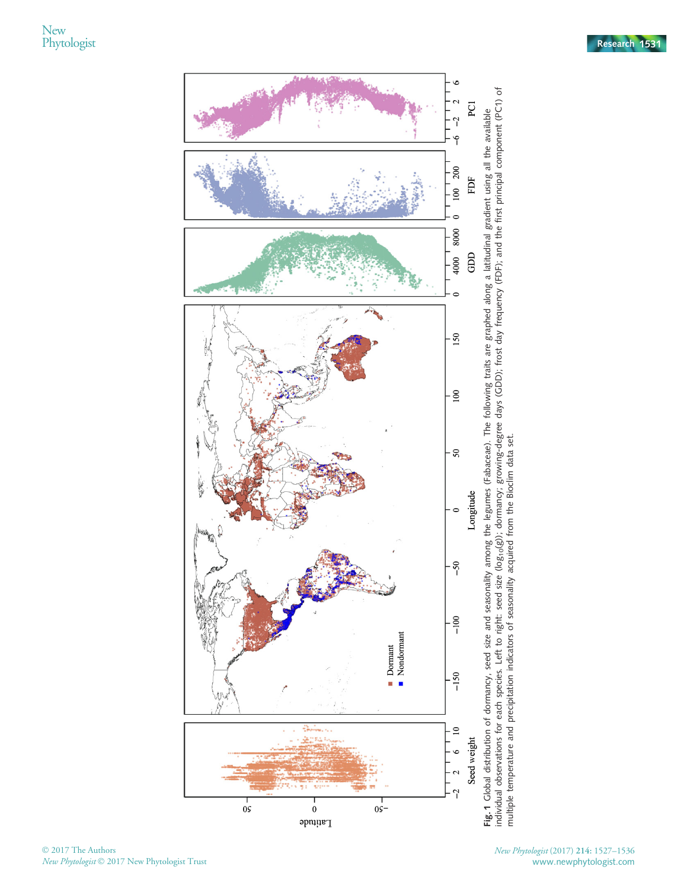**Fig. 1** Global distribution of dormancy, seed size and seasonality among the legumes (Fabaceae). The following traits are graphed along a latitudinal gradient using all the available individual observations for each species. Left to right: seed size ($\log_{10}(g)$); dormancy; growing-degree days (GDD); frost day frequency (FDF); and the first principal component (PC1) of multiple temperature and precipitation indicators of seasonality acquired from the Bioclim data set.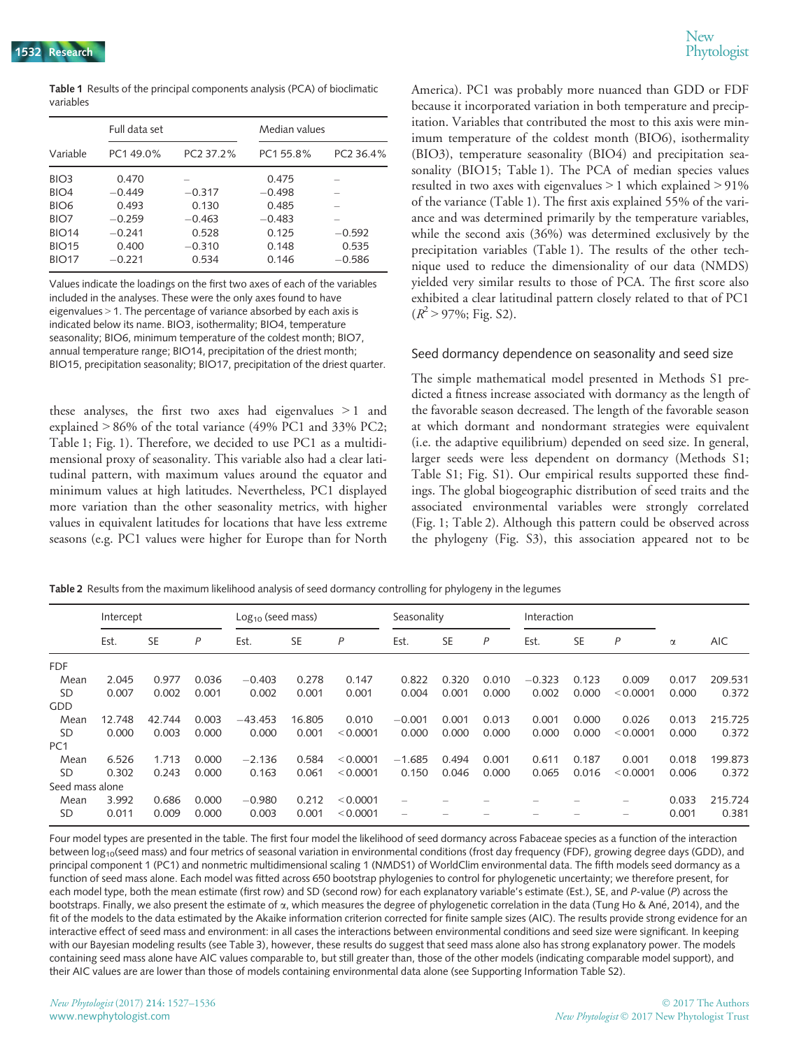**Table 1** Results of the principal components analysis (PCA) of bioclimatic variables

| | Full data set | | Median values | |
|---|---|---|---|---|
| Variable | PC1 49.0% | PC2 37.2% | PC1 55.8% | PC2 36.4% |
| BIO3 | 0.470 | – | 0.475 | – |
| BIO4 | −0.449 | −0.317 | −0.498 | – |
| BIO6 | 0.493 | 0.130 | 0.485 | – |
| BIO7 | −0.259 | −0.463 | −0.483 | – |
| BIO14 | −0.241 | 0.528 | 0.125 | −0.592 |
| BIO15 | 0.400 | −0.310 | 0.148 | 0.535 |
| BIO17 | −0.221 | 0.534 | 0.146 | −0.586 |

Values indicate the loadings on the first two axes of each of the variables included in the analyses. These were the only axes found to have eigenvalues > 1. The percentage of variance absorbed by each axis is indicated below its name. BIO3, isothermality; BIO4, temperature seasonality; BIO6, minimum temperature of the coldest month; BIO7, annual temperature range; BIO14, precipitation of the driest month; BIO15, precipitation seasonality; BIO17, precipitation of the driest quarter.

these analyses, the first two axes had eigenvalues > 1 and explained > 86% of the total variance (49% PC1 and 33% PC2; Table 1; Fig. 1). Therefore, we decided to use PC1 as a multidimensional proxy of seasonality. This variable also had a clear latitudinal pattern, with maximum values around the equator and minimum values at high latitudes. Nevertheless, PC1 displayed more variation than the other seasonality metrics, with higher values in equivalent latitudes for locations that have less extreme seasons (e.g. PC1 values were higher for Europe than for North America). PC1 was probably more nuanced than GDD or FDF because it incorporated variation in both temperature and precipitation. Variables that contributed the most to this axis were minimum temperature of the coldest month (BIO6), isothermality (BIO3), temperature seasonality (BIO4) and precipitation seasonality (BIO15; Table 1). The PCA of median species values resulted in two axes with eigenvalues > 1 which explained > 91% of the variance (Table 1). The first axis explained 55% of the variance and was determined primarily by the temperature variables, while the second axis (36%) was determined exclusively by the precipitation variables (Table 1). The results of the other technique used to reduce the dimensionality of our data (NMDS) yielded very similar results to those of PCA. The first score also exhibited a clear latitudinal pattern closely related to that of PC1 ($R^2$ > 97%; Fig. S2).

## Seed dormancy dependence on seasonality and seed size

The simple mathematical model presented in Methods S1 predicted a fitness increase associated with dormancy as the length of the favorable season decreased. The length of the favorable season at which dormant and nondormant strategies were equivalent (i.e. the adaptive equilibrium) depended on seed size. In general, larger seeds were less dependent on dormancy (Methods S1; Table S1; Fig. S1). Our empirical results supported these findings. The global biogeographic distribution of seed traits and the associated environmental variables were strongly correlated (Fig. 1; Table 2). Although this pattern could be observed across the phylogeny (Fig. S3), this association appeared not to be

**Table 2** Results from the maximum likelihood analysis of seed dormancy controlling for phylogeny in the legumes

| | Intercept | | | $\log_{10}$ (seed mass) | | | Seasonality | | | Interaction | | | | |
|---|---|---|---|---|---|---|---|---|---|---|---|---|---|---|
| | Est. | SE | *P* | Est. | SE | *P* | Est. | SE | *P* | Est. | SE | *P* | α | AIC |
| FDF | | | | | | | | | | | | | | |
| Mean | 2.045 | 0.977 | 0.036 | −0.403 | 0.278 | 0.147 | 0.822 | 0.320 | 0.010 | −0.323 | 0.123 | 0.009 | 0.017 | 209.531 |
| SD | 0.007 | 0.002 | 0.001 | 0.002 | 0.001 | 0.001 | 0.004 | 0.001 | 0.000 | 0.002 | 0.000 | < 0.0001 | 0.000 | 0.372 |
| GDD | | | | | | | | | | | | | | |
| Mean | 12.748 | 42.744 | 0.003 | −43.453 | 16.805 | 0.010 | −0.001 | 0.001 | 0.013 | 0.001 | 0.000 | 0.026 | 0.013 | 215.725 |
| SD | 0.000 | 0.003 | 0.000 | 0.000 | 0.001 | < 0.0001 | 0.000 | 0.000 | 0.000 | 0.000 | 0.000 | < 0.0001 | 0.000 | 0.372 |
| PC1 | | | | | | | | | | | | | | |
| Mean | 6.526 | 1.713 | 0.000 | −2.136 | 0.584 | < 0.0001 | −1.685 | 0.494 | 0.001 | 0.611 | 0.187 | 0.001 | 0.018 | 199.873 |
| SD | 0.302 | 0.243 | 0.000 | 0.163 | 0.061 | < 0.0001 | 0.150 | 0.046 | 0.000 | 0.065 | 0.016 | < 0.0001 | 0.006 | 0.372 |
| Seed mass alone | | | | | | | | | | | | | | |
| Mean | 3.992 | 0.686 | 0.000 | −0.980 | 0.212 | < 0.0001 | – | – | – | – | – | – | 0.033 | 215.724 |
| SD | 0.011 | 0.009 | 0.000 | 0.003 | 0.001 | < 0.0001 | – | – | – | – | – | – | 0.001 | 0.381 |

Four model types are presented in the table. The first four model the likelihood of seed dormancy across Fabaceae species as a function of the interaction between $\log_{10}$(seed mass) and four metrics of seasonal variation in environmental conditions (frost day frequency (FDF), growing degree days (GDD), and principal component 1 (PC1) and nonmetric multidimensional scaling 1 (NMDS1) of WorldClim environmental data. The fifth models seed dormancy as a function of seed mass alone. Each model was fitted across 650 bootstrap phylogenies to control for phylogenetic uncertainty; we therefore present, for each model type, both the mean estimate (first row) and SD (second row) for each explanatory variable's estimate (Est.), SE, and *P*-value (*P*) across the bootstraps. Finally, we also present the estimate of α, which measures the degree of phylogenetic correlation in the data (Tung Ho & Ané, 2014), and the fit of the models to the data estimated by the Akaike information criterion corrected for finite sample sizes (AIC). The results provide strong evidence for an interactive effect of seed mass and environment: in all cases the interactions between environmental conditions and seed size were significant. In keeping with our Bayesian modeling results (see Table 3), however, these results do suggest that seed mass alone also has strong explanatory power. The models containing seed mass alone have AIC values comparable to, but still greater than, those of the other models (indicating comparable model support), and their AIC values are are lower than those of models containing environmental data alone (see Supporting Information Table S2).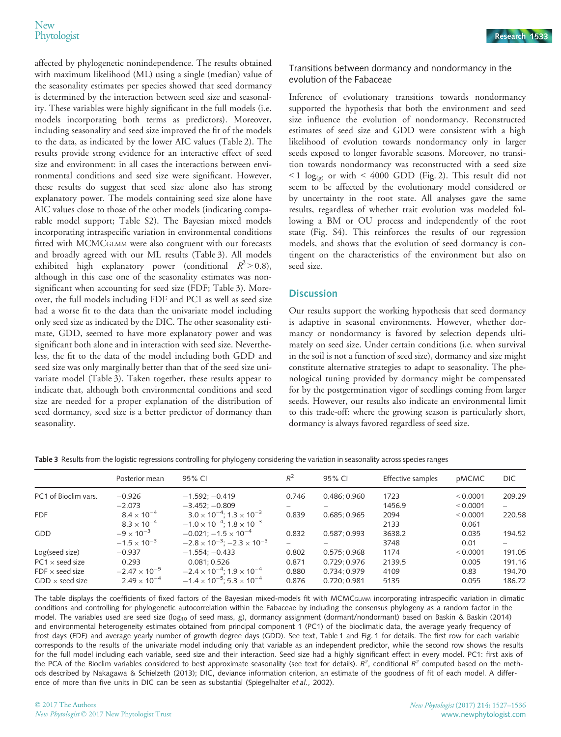affected by phylogenetic nonindependence. The results obtained with maximum likelihood (ML) using a single (median) value of the seasonality estimates per species showed that seed dormancy is determined by the interaction between seed size and seasonality. These variables were highly significant in the full models (i.e. models incorporating both terms as predictors). Moreover, including seasonality and seed size improved the fit of the models to the data, as indicated by the lower AIC values (Table 2). The results provide strong evidence for an interactive effect of seed size and environment: in all cases the interactions between environmental conditions and seed size were significant. However, these results do suggest that seed size alone also has strong explanatory power. The models containing seed size alone have AIC values close to those of the other models (indicating comparable model support; Table S2). The Bayesian mixed models incorporating intraspecific variation in environmental conditions fitted with MCMCGLMM were also congruent with our forecasts and broadly agreed with our ML results (Table 3). All models exhibited high explanatory power (conditional $R^2 > 0.8$), although in this case one of the seasonality estimates was nonsignificant when accounting for seed size (FDF; Table 3). Moreover, the full models including FDF and PC1 as well as seed size had a worse fit to the data than the univariate model including only seed size as indicated by the DIC. The other seasonality estimate, GDD, seemed to have more explanatory power and was significant both alone and in interaction with seed size. Nevertheless, the fit to the data of the model including both GDD and seed size was only marginally better than that of the seed size univariate model (Table 3). Taken together, these results appear to indicate that, although both environmental conditions and seed size are needed for a proper explanation of the distribution of seed dormancy, seed size is a better predictor of dormancy than seasonality.

### Transitions between dormancy and nondormancy in the evolution of the Fabaceae

Inference of evolutionary transitions towards nondormancy supported the hypothesis that both the environment and seed size influence the evolution of nondormancy. Reconstructed estimates of seed size and GDD were consistent with a high likelihood of evolution towards nondormancy only in larger seeds exposed to longer favorable seasons. Moreover, no transition towards nondormancy was reconstructed with a seed size $< 1$ $\log_{(g)}$ or with $< 4000$ GDD (Fig. 2). This result did not seem to be affected by the evolutionary model considered or by uncertainty in the root state. All analyses gave the same results, regardless of whether trait evolution was modeled following a BM or OU process and independently of the root state (Fig. S4). This reinforces the results of our regression models, and shows that the evolution of seed dormancy is contingent on the characteristics of the environment but also on seed size.

## Discussion

Our results support the working hypothesis that seed dormancy is adaptive in seasonal environments. However, whether dormancy or nondormancy is favored by selection depends ultimately on seed size. Under certain conditions (i.e. when survival in the soil is not a function of seed size), dormancy and size might constitute alternative strategies to adapt to seasonality. The phenological tuning provided by dormancy might be compensated for by the postgermination vigor of seedlings coming from larger seeds. However, our results also indicate an environmental limit to this trade-off: where the growing season is particularly short, dormancy is always favored regardless of seed size.

**Table 3** Results from the logistic regressions controlling for phylogeny considering the variation in seasonality across species ranges

| | Posterior mean | 95% CI | $R^2$ | 95% CI | Effective samples | pMCMC | DIC |
|---|---|---|---|---|---|---|---|
| PC1 of Bioclim vars. | −0.926 | −1.592; −0.419 | 0.746 | 0.486; 0.960 | 1723 | < 0.0001 | 209.29 |
| | −2.073 | −3.452; −0.809 | – | – | 1456.9 | < 0.0001 | – |
| FDF | $8.4 \times 10^{-4}$ | $3.0 \times 10^{-4}$; $1.3 \times 10^{-3}$ | 0.839 | 0.685; 0.965 | 2094 | < 0.0001 | 220.58 |
| | $8.3 \times 10^{-4}$ | $-1.0 \times 10^{-4}$; $1.8 \times 10^{-3}$ | – | – | 2133 | 0.061 | – |
| GDD | $-9 \times 10^{-3}$ | −0.021; $-1.5 \times 10^{-4}$ | 0.832 | 0.587; 0.993 | 3638.2 | 0.035 | 194.52 |
| | $-1.5 \times 10^{-3}$ | $-2.8 \times 10^{-3}$; $-2.3 \times 10^{-3}$ | – | – | 3748 | 0.01 | – |
| Log(seed size) | −0.937 | −1.554; −0.433 | 0.802 | 0.575; 0.968 | 1174 | < 0.0001 | 191.05 |
| PC1 × seed size | 0.293 | 0.081; 0.526 | 0.871 | 0.729; 0.976 | 2139.5 | 0.005 | 191.16 |
| FDF × seed size | $-2.47 \times 10^{-5}$ | $-2.4 \times 10^{-4}$; $1.9 \times 10^{-4}$ | 0.880 | 0.734; 0.979 | 4109 | 0.83 | 194.70 |
| GDD × seed size | $2.49 \times 10^{-4}$ | $-1.4 \times 10^{-5}$; $5.3 \times 10^{-4}$ | 0.876 | 0.720; 0.981 | 5135 | 0.055 | 186.72 |

The table displays the coefficients of fixed factors of the Bayesian mixed-models fit with MCMCGLMM incorporating intraspecific variation in climatic conditions and controlling for phylogenetic autocorrelation within the Fabaceae by including the consensus phylogeny as a random factor in the model. The variables used are seed size ($\log_{10}$ of seed mass, g), dormancy assignment (dormant/nondormant) based on Baskin & Baskin (2014) and environmental heterogeneity estimates obtained from principal component 1 (PC1) of the bioclimatic data, the average yearly frequency of frost days (FDF) and average yearly number of growth degree days (GDD). See text, Table 1 and Fig. 1 for details. The first row for each variable corresponds to the results of the univariate model including only that variable as an independent predictor, while the second row shows the results for the full model including each variable, seed size and their interaction. Seed size had a highly significant effect in every model. PC1: first axis of the PCA of the Bioclim variables considered to best approximate seasonality (see text for details). $R^2$, conditional $R^2$ computed based on the methods described by Nakagawa & Schielzeth (2013); DIC, deviance information criterion, an estimate of the goodness of fit of each model. A difference of more than five units in DIC can be seen as substantial (Spiegelhalter *et al.*, 2002).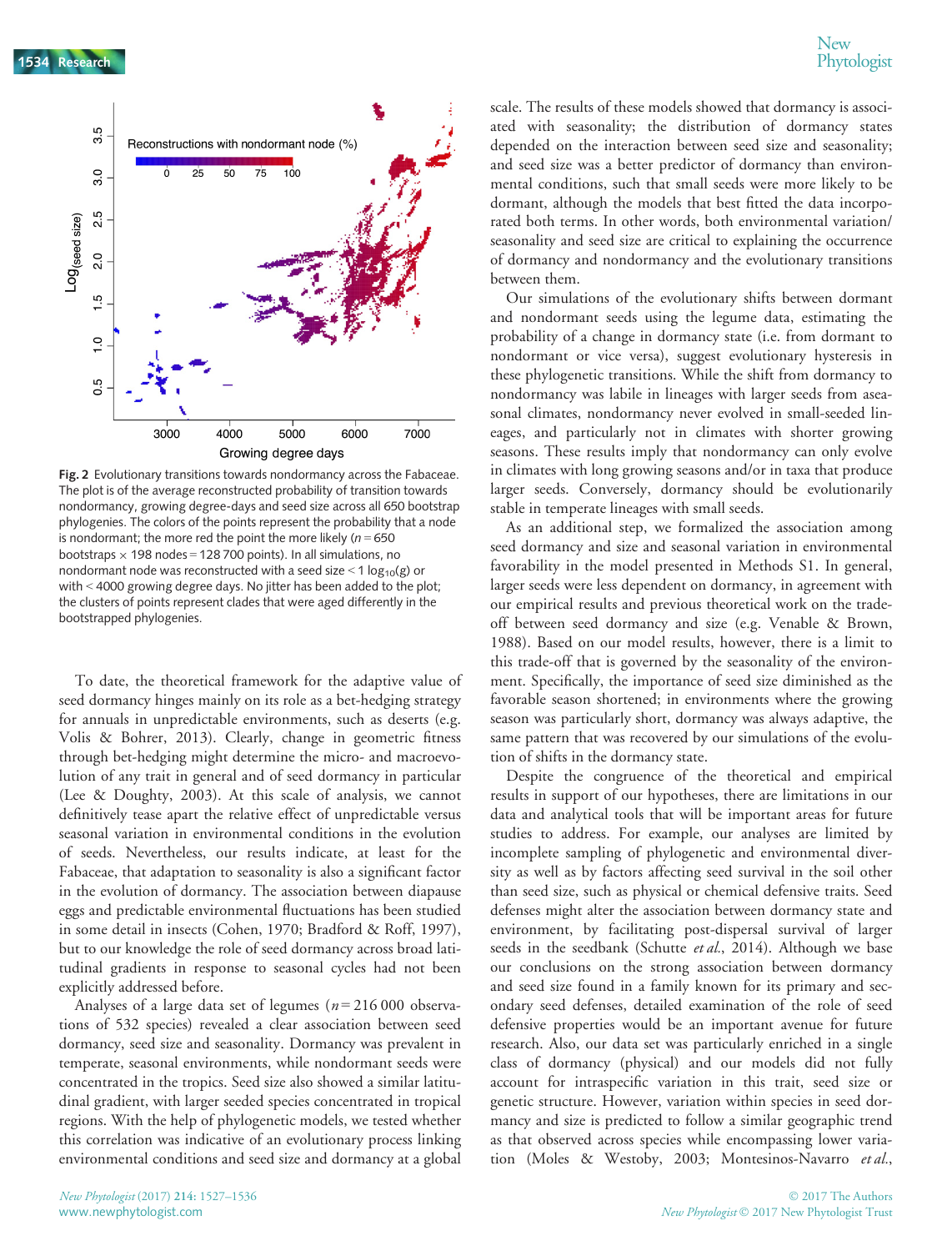Reconstructions with nondormant node (%)

0 25 50 75 100

Log(seed size)

0.5 1.0 1.5 2.0 2.5 3.0 3.5

3000 4000 5000 6000 7000

Growing degree days

**Fig. 2** Evolutionary transitions towards nondormancy across the Fabaceae. The plot is of the average reconstructed probability of transition towards nondormancy, growing degree-days and seed size across all 650 bootstrap phylogenies. The colors of the points represent the probability that a node is nondormant; the more red the point the more likely ($n = 650$ bootstraps × 198 nodes = 128 700 points). In all simulations, no nondormant node was reconstructed with a seed size < 1 $\log_{10}$(g) or with < 4000 growing degree days. No jitter has been added to the plot; the clusters of points represent clades that were aged differently in the bootstrapped phylogenies.

To date, the theoretical framework for the adaptive value of seed dormancy hinges mainly on its role as a bet-hedging strategy for annuals in unpredictable environments, such as deserts (e.g. Volis & Bohrer, 2013). Clearly, change in geometric fitness through bet-hedging might determine the micro- and macroevolution of any trait in general and of seed dormancy in particular (Lee & Doughty, 2003). At this scale of analysis, we cannot definitively tease apart the relative effect of unpredictable versus seasonal variation in environmental conditions in the evolution of seeds. Nevertheless, our results indicate, at least for the Fabaceae, that adaptation to seasonality is also a significant factor in the evolution of dormancy. The association between diapause eggs and predictable environmental fluctuations has been studied in some detail in insects (Cohen, 1970; Bradford & Roff, 1997), but to our knowledge the role of seed dormancy across broad latitudinal gradients in response to seasonal cycles had not been explicitly addressed before.

Analyses of a large data set of legumes ($n = 216\,000$ observations of 532 species) revealed a clear association between seed dormancy, seed size and seasonality. Dormancy was prevalent in temperate, seasonal environments, while nondormant seeds were concentrated in the tropics. Seed size also showed a similar latitudinal gradient, with larger seeded species concentrated in tropical regions. With the help of phylogenetic models, we tested whether this correlation was indicative of an evolutionary process linking environmental conditions and seed size and dormancy at a global scale. The results of these models showed that dormancy is associated with seasonality; the distribution of dormancy states depended on the interaction between seed size and seasonality; and seed size was a better predictor of dormancy than environmental conditions, such that small seeds were more likely to be dormant, although the models that best fitted the data incorporated both terms. In other words, both environmental variation/seasonality and seed size are critical to explaining the occurrence of dormancy and nondormancy and the evolutionary transitions between them.

Our simulations of the evolutionary shifts between dormant and nondormant seeds using the legume data, estimating the probability of a change in dormancy state (i.e. from dormant to nondormant or vice versa), suggest evolutionary hysteresis in these phylogenetic transitions. While the shift from dormancy to nondormancy was labile in lineages with larger seeds from aseasonal climates, nondormancy never evolved in small-seeded lineages, and particularly not in climates with shorter growing seasons. These results imply that nondormancy can only evolve in climates with long growing seasons and/or in taxa that produce larger seeds. Conversely, dormancy should be evolutionarily stable in temperate lineages with small seeds.

As an additional step, we formalized the association among seed dormancy and size and seasonal variation in environmental favorability in the model presented in Methods S1. In general, larger seeds were less dependent on dormancy, in agreement with our empirical results and previous theoretical work on the trade-off between seed dormancy and size (e.g. Venable & Brown, 1988). Based on our model results, however, there is a limit to this trade-off that is governed by the seasonality of the environment. Specifically, the importance of seed size diminished as the favorable season shortened; in environments where the growing season was particularly short, dormancy was always adaptive, the same pattern that was recovered by our simulations of the evolution of shifts in the dormancy state.

Despite the congruence of the theoretical and empirical results in support of our hypotheses, there are limitations in our data and analytical tools that will be important areas for future studies to address. For example, our analyses are limited by incomplete sampling of phylogenetic and environmental diversity as well as by factors affecting seed survival in the soil other than seed size, such as physical or chemical defensive traits. Seed defenses might alter the association between dormancy state and environment, by facilitating post-dispersal survival of larger seeds in the seedbank (Schutte *et al.*, 2014). Although we base our conclusions on the strong association between dormancy and seed size found in a family known for its primary and secondary seed defenses, detailed examination of the role of seed defensive properties would be an important avenue for future research. Also, our data set was particularly enriched in a single class of dormancy (physical) and our models did not fully account for intraspecific variation in this trait, seed size or genetic structure. However, variation within species in seed dormancy and size is predicted to follow a similar geographic trend as that observed across species while encompassing lower variation (Moles & Westoby, 2003; Montesinos-Navarro *et al.*,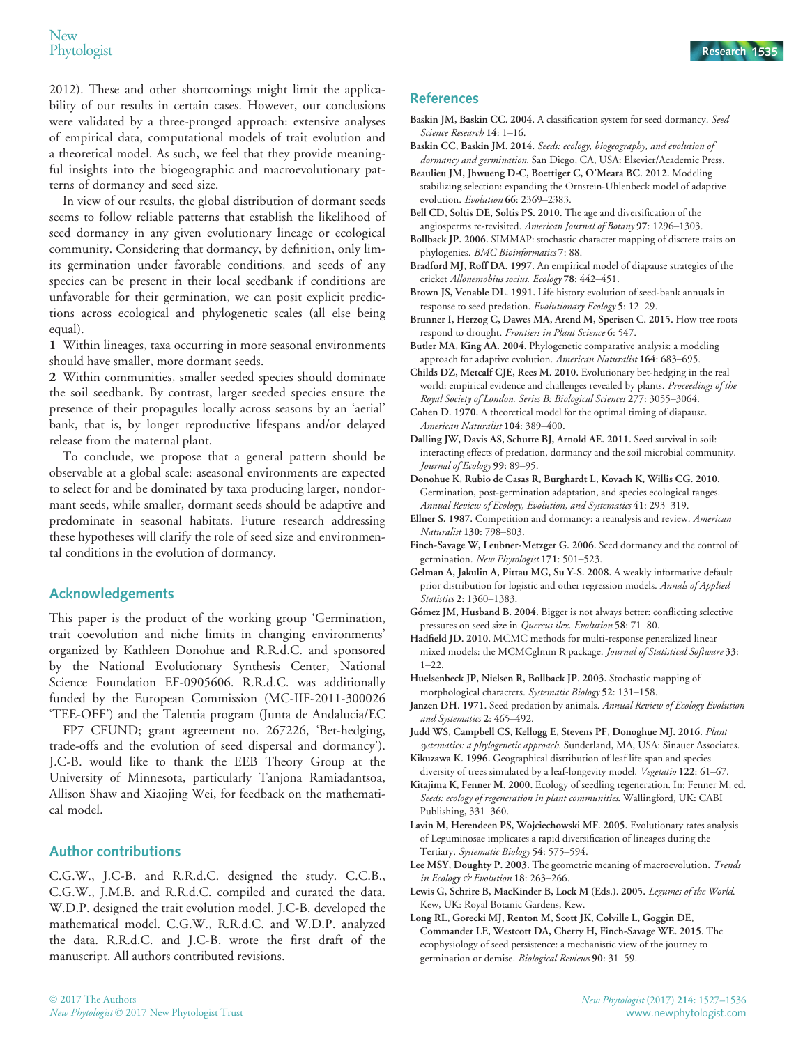2012). These and other shortcomings might limit the applicability of our results in certain cases. However, our conclusions were validated by a three-pronged approach: extensive analyses of empirical data, computational models of trait evolution and a theoretical model. As such, we feel that they provide meaningful insights into the biogeographic and macroevolutionary patterns of dormancy and seed size.

In view of our results, the global distribution of dormant seeds seems to follow reliable patterns that establish the likelihood of seed dormancy in any given evolutionary lineage or ecological community. Considering that dormancy, by definition, only limits germination under favorable conditions, and seeds of any species can be present in their local seedbank if conditions are unfavorable for their germination, we can posit explicit predictions across ecological and phylogenetic scales (all else being equal).

**1** Within lineages, taxa occurring in more seasonal environments should have smaller, more dormant seeds.

**2** Within communities, smaller seeded species should dominate the soil seedbank. By contrast, larger seeded species ensure the presence of their propagules locally across seasons by an 'aerial' bank, that is, by longer reproductive lifespans and/or delayed release from the maternal plant.

To conclude, we propose that a general pattern should be observable at a global scale: aseasonal environments are expected to select for and be dominated by taxa producing larger, nondormant seeds, while smaller, dormant seeds should be adaptive and predominate in seasonal habitats. Future research addressing these hypotheses will clarify the role of seed size and environmental conditions in the evolution of dormancy.

## Acknowledgements

This paper is the product of the working group 'Germination, trait coevolution and niche limits in changing environments' organized by Kathleen Donohue and R.R.d.C. and sponsored by the National Evolutionary Synthesis Center, National Science Foundation EF-0905606. R.R.d.C. was additionally funded by the European Commission (MC-IIF-2011-300026 'TEE-OFF') and the Talentia program (Junta de Andalucia/EC – FP7 CFUND; grant agreement no. 267226, 'Bet-hedging, trade-offs and the evolution of seed dispersal and dormancy'). J.C-B. would like to thank the EEB Theory Group at the University of Minnesota, particularly Tanjona Ramiadantsoa, Allison Shaw and Xiaojing Wei, for feedback on the mathematical model.

## Author contributions

C.G.W., J.C-B. and R.R.d.C. designed the study. C.C.B., C.G.W., J.M.B. and R.R.d.C. compiled and curated the data. W.D.P. designed the trait evolution model. J.C-B. developed the mathematical model. C.G.W., R.R.d.C. and W.D.P. analyzed the data. R.R.d.C. and J.C-B. wrote the first draft of the manuscript. All authors contributed revisions.

## References

**Baskin JM, Baskin CC. 2004.** A classification system for seed dormancy. *Seed Science Research* **14**: 1–16.

**Baskin CC, Baskin JM. 2014.** *Seeds: ecology, biogeography, and evolution of dormancy and germination*. San Diego, CA, USA: Elsevier/Academic Press.

**Beaulieu JM, Jhwueng D-C, Boettiger C, O'Meara BC. 2012.** Modeling stabilizing selection: expanding the Ornstein-Uhlenbeck model of adaptive evolution. *Evolution* **66**: 2369–2383.

**Bell CD, Soltis DE, Soltis PS. 2010.** The age and diversification of the angiosperms re-revisited. *American Journal of Botany* **97**: 1296–1303.

**Bollback JP. 2006.** SIMMAP: stochastic character mapping of discrete traits on phylogenies. *BMC Bioinformatics* **7**: 88.

**Bradford MJ, Roff DA. 1997.** An empirical model of diapause strategies of the cricket *Allonemobius socius*. *Ecology* **78**: 442–451.

**Brown JS, Venable DL. 1991.** Life history evolution of seed-bank annuals in response to seed predation. *Evolutionary Ecology* **5**: 12–29.

**Brunner I, Herzog C, Dawes MA, Arend M, Sperisen C. 2015.** How tree roots respond to drought. *Frontiers in Plant Science* **6**: 547.

**Butler MA, King AA. 2004.** Phylogenetic comparative analysis: a modeling approach for adaptive evolution. *American Naturalist* **164**: 683–695.

**Childs DZ, Metcalf CJE, Rees M. 2010.** Evolutionary bet-hedging in the real world: empirical evidence and challenges revealed by plants. *Proceedings of the Royal Society of London. Series B: Biological Sciences* **277**: 3055–3064.

**Cohen D. 1970.** A theoretical model for the optimal timing of diapause. *American Naturalist* **104**: 389–400.

**Dalling JW, Davis AS, Schutte BJ, Arnold AE. 2011.** Seed survival in soil: interacting effects of predation, dormancy and the soil microbial community. *Journal of Ecology* **99**: 89–95.

**Donohue K, Rubio de Casas R, Burghardt L, Kovach K, Willis CG. 2010.** Germination, post-germination adaptation, and species ecological ranges. *Annual Review of Ecology, Evolution, and Systematics* **41**: 293–319.

**Ellner S. 1987.** Competition and dormancy: a reanalysis and review. *American Naturalist* **130**: 798–803.

**Finch-Savage W, Leubner-Metzger G. 2006.** Seed dormancy and the control of germination. *New Phytologist* **171**: 501–523.

**Gelman A, Jakulin A, Pittau MG, Su Y-S. 2008.** A weakly informative default prior distribution for logistic and other regression models. *Annals of Applied Statistics* **2**: 1360–1383.

**Gómez JM, Husband B. 2004.** Bigger is not always better: conflicting selective pressures on seed size in *Quercus ilex*. *Evolution* **58**: 71–80.

**Hadfield JD. 2010.** MCMC methods for multi-response generalized linear mixed models: the MCMCglmm R package. *Journal of Statistical Software* **33**: 1–22.

**Huelsenbeck JP, Nielsen R, Bollback JP. 2003.** Stochastic mapping of morphological characters. *Systematic Biology* **52**: 131–158.

**Janzen DH. 1971.** Seed predation by animals. *Annual Review of Ecology Evolution and Systematics* **2**: 465–492.

**Judd WS, Campbell CS, Kellogg E, Stevens PF, Donoghue MJ. 2016.** *Plant systematics: a phylogenetic approach*. Sunderland, MA, USA: Sinauer Associates.

**Kikuzawa K. 1996.** Geographical distribution of leaf life span and species diversity of trees simulated by a leaf-longevity model. *Vegetatio* **122**: 61–67.

**Kitajima K, Fenner M. 2000.** Ecology of seedling regeneration. In: Fenner M, ed. *Seeds: ecology of regeneration in plant communities*. Wallingford, UK: CABI Publishing, 331–360.

**Lavin M, Herendeen PS, Wojciechowski MF. 2005.** Evolutionary rates analysis of Leguminosae implicates a rapid diversification of lineages during the Tertiary. *Systematic Biology* **54**: 575–594.

**Lee MSY, Doughty P. 2003.** The geometric meaning of macroevolution. *Trends in Ecology & Evolution* **18**: 263–266.

**Lewis G, Schrire B, MacKinder B, Lock M (Eds.). 2005.** *Legumes of the World*. Kew, UK: Royal Botanic Gardens, Kew.

**Long RL, Gorecki MJ, Renton M, Scott JK, Colville L, Goggin DE, Commander LE, Westcott DA, Cherry H, Finch-Savage WE. 2015.** The ecophysiology of seed persistence: a mechanistic view of the journey to germination or demise. *Biological Reviews* **90**: 31–59.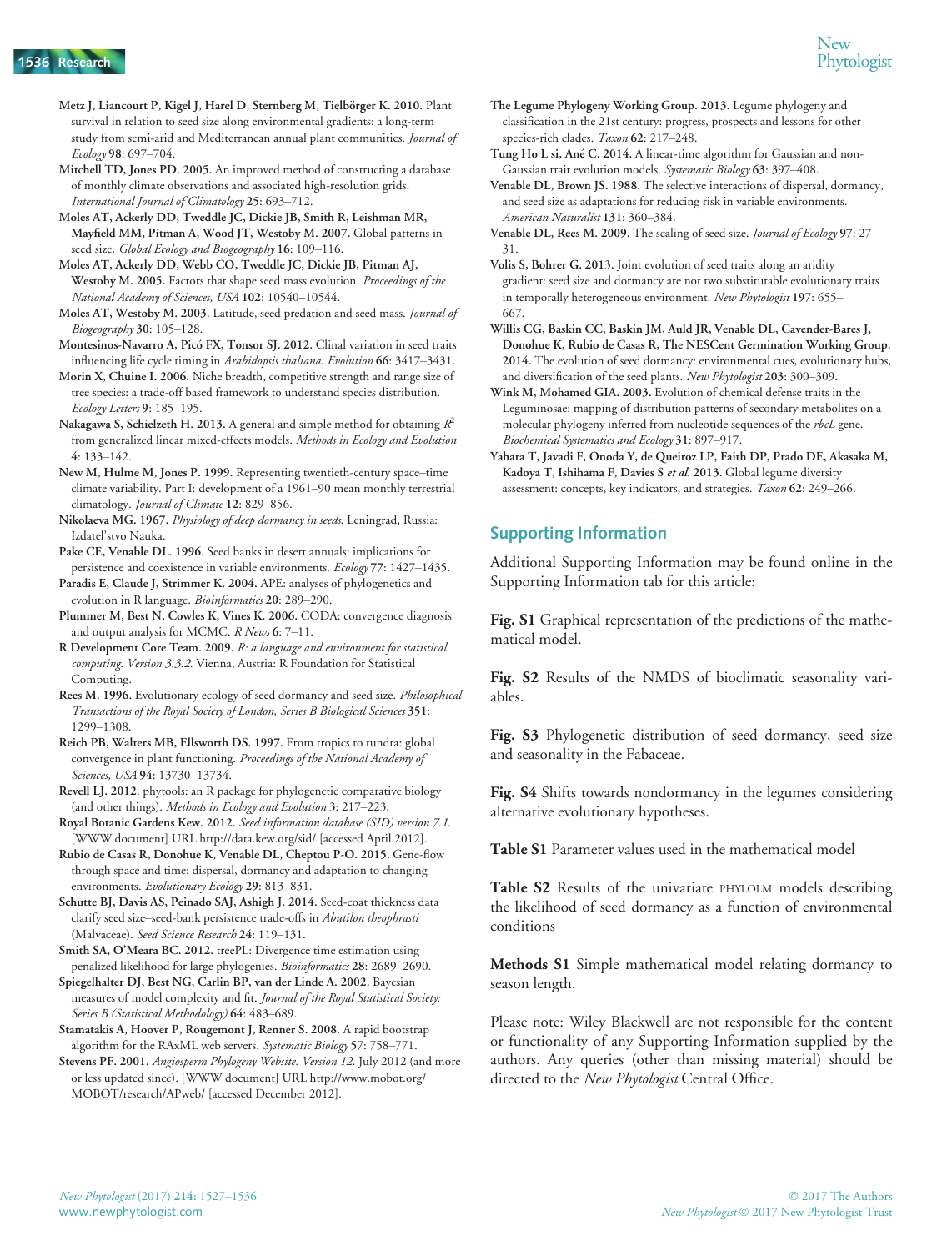**Metz J, Liancourt P, Kigel J, Harel D, Sternberg M, Tielbörger K. 2010.** Plant survival in relation to seed size along environmental gradients: a long-term study from semi-arid and Mediterranean annual plant communities. *Journal of Ecology* **98**: 697–704.

**Mitchell TD, Jones PD. 2005.** An improved method of constructing a database of monthly climate observations and associated high-resolution grids. *International Journal of Climatology* **25**: 693–712.

**Moles AT, Ackerly DD, Tweddle JC, Dickie JB, Smith R, Leishman MR, Mayfield MM, Pitman A, Wood JT, Westoby M. 2007.** Global patterns in seed size. *Global Ecology and Biogeography* **16**: 109–116.

**Moles AT, Ackerly DD, Webb CO, Tweddle JC, Dickie JB, Pitman AJ, Westoby M. 2005.** Factors that shape seed mass evolution. *Proceedings of the National Academy of Sciences, USA* **102**: 10540–10544.

**Moles AT, Westoby M. 2003.** Latitude, seed predation and seed mass. *Journal of Biogeography* **30**: 105–128.

**Montesinos-Navarro A, Picó FX, Tonsor SJ. 2012.** Clinal variation in seed traits influencing life cycle timing in *Arabidopsis thaliana*. *Evolution* **66**: 3417–3431.

**Morin X, Chuine I. 2006.** Niche breadth, competitive strength and range size of tree species: a trade-off based framework to understand species distribution. *Ecology Letters* **9**: 185–195.

**Nakagawa S, Schielzeth H. 2013.** A general and simple method for obtaining $R^2$ from generalized linear mixed-effects models. *Methods in Ecology and Evolution* **4**: 133–142.

**New M, Hulme M, Jones P. 1999.** Representing twentieth-century space–time climate variability. Part I: development of a 1961–90 mean monthly terrestrial climatology. *Journal of Climate* **12**: 829–856.

**Nikolaeva MG. 1967.** *Physiology of deep dormancy in seeds*. Leningrad, Russia: Izdatel'stvo Nauka.

**Pake CE, Venable DL. 1996.** Seed banks in desert annuals: implications for persistence and coexistence in variable environments. *Ecology* **77**: 1427–1435.

**Paradis E, Claude J, Strimmer K. 2004.** APE: analyses of phylogenetics and evolution in R language. *Bioinformatics* **20**: 289–290.

**Plummer M, Best N, Cowles K, Vines K. 2006.** CODA: convergence diagnosis and output analysis for MCMC. *R News* **6**: 7–11.

**R Development Core Team. 2009.** *R: a language and environment for statistical computing. Version 3.3.2*. Vienna, Austria: R Foundation for Statistical Computing.

**Rees M. 1996.** Evolutionary ecology of seed dormancy and seed size. *Philosophical Transactions of the Royal Society of London, Series B Biological Sciences* **351**: 1299–1308.

**Reich PB, Walters MB, Ellsworth DS. 1997.** From tropics to tundra: global convergence in plant functioning. *Proceedings of the National Academy of Sciences, USA* **94**: 13730–13734.

**Revell LJ. 2012.** phytools: an R package for phylogenetic comparative biology (and other things). *Methods in Ecology and Evolution* **3**: 217–223.

**Royal Botanic Gardens Kew. 2012.** *Seed information database (SID) version 7.1.* [WWW document] URL http://data.kew.org/sid/ [accessed April 2012].

**Rubio de Casas R, Donohue K, Venable DL, Cheptou P-O. 2015.** Gene-flow through space and time: dispersal, dormancy and adaptation to changing environments. *Evolutionary Ecology* **29**: 813–831.

**Schutte BJ, Davis AS, Peinado SAJ, Ashigh J. 2014.** Seed-coat thickness data clarify seed size–seed-bank persistence trade-offs in *Abutilon theophrasti* (Malvaceae). *Seed Science Research* **24**: 119–131.

**Smith SA, O'Meara BC. 2012.** treePL: Divergence time estimation using penalized likelihood for large phylogenies. *Bioinformatics* **28**: 2689–2690.

**Spiegelhalter DJ, Best NG, Carlin BP, van der Linde A. 2002.** Bayesian measures of model complexity and fit. *Journal of the Royal Statistical Society: Series B (Statistical Methodology)* **64**: 483–689.

**Stamatakis A, Hoover P, Rougemont J, Renner S. 2008.** A rapid bootstrap algorithm for the RAxML web servers. *Systematic Biology* **57**: 758–771.

**Stevens PF. 2001.** *Angiosperm Phylogeny Website. Version 12.* July 2012 (and more or less updated since). [WWW document] URL http://www.mobot.org/MOBOT/research/APweb/ [accessed December 2012].

**The Legume Phylogeny Working Group. 2013.** Legume phylogeny and classification in the 21st century: progress, prospects and lessons for other species-rich clades. *Taxon* **62**: 217–248.

**Tung Ho L si, Ané C. 2014.** A linear-time algorithm for Gaussian and non-Gaussian trait evolution models. *Systematic Biology* **63**: 397–408.

**Venable DL, Brown JS. 1988.** The selective interactions of dispersal, dormancy, and seed size as adaptations for reducing risk in variable environments. *American Naturalist* **131**: 360–384.

**Venable DL, Rees M. 2009.** The scaling of seed size. *Journal of Ecology* **97**: 27–31.

**Volis S, Bohrer G. 2013.** Joint evolution of seed traits along an aridity gradient: seed size and dormancy are not two substitutable evolutionary traits in temporally heterogeneous environment. *New Phytologist* **197**: 655–667.

**Willis CG, Baskin CC, Baskin JM, Auld JR, Venable DL, Cavender-Bares J, Donohue K, Rubio de Casas R, The NESCent Germination Working Group. 2014.** The evolution of seed dormancy: environmental cues, evolutionary hubs, and diversification of the seed plants. *New Phytologist* **203**: 300–309.

**Wink M, Mohamed GIA. 2003.** Evolution of chemical defense traits in the Leguminosae: mapping of distribution patterns of secondary metabolites on a molecular phylogeny inferred from nucleotide sequences of the *rbcL* gene. *Biochemical Systematics and Ecology* **31**: 897–917.

**Yahara T, Javadi F, Onoda Y, de Queiroz LP, Faith DP, Prado DE, Akasaka M, Kadoya T, Ishihama F, Davies S *et al.* 2013.** Global legume diversity assessment: concepts, key indicators, and strategies. *Taxon* **62**: 249–266.

## Supporting Information

Additional Supporting Information may be found online in the Supporting Information tab for this article:

**Fig. S1** Graphical representation of the predictions of the mathematical model.

**Fig. S2** Results of the NMDS of bioclimatic seasonality variables.

**Fig. S3** Phylogenetic distribution of seed dormancy, seed size and seasonality in the Fabaceae.

**Fig. S4** Shifts towards nondormancy in the legumes considering alternative evolutionary hypotheses.

**Table S1** Parameter values used in the mathematical model

**Table S2** Results of the univariate PHYLOLM models describing the likelihood of seed dormancy as a function of environmental conditions

**Methods S1** Simple mathematical model relating dormancy to season length.

Please note: Wiley Blackwell are not responsible for the content or functionality of any Supporting Information supplied by the authors. Any queries (other than missing material) should be directed to the *New Phytologist* Central Office.